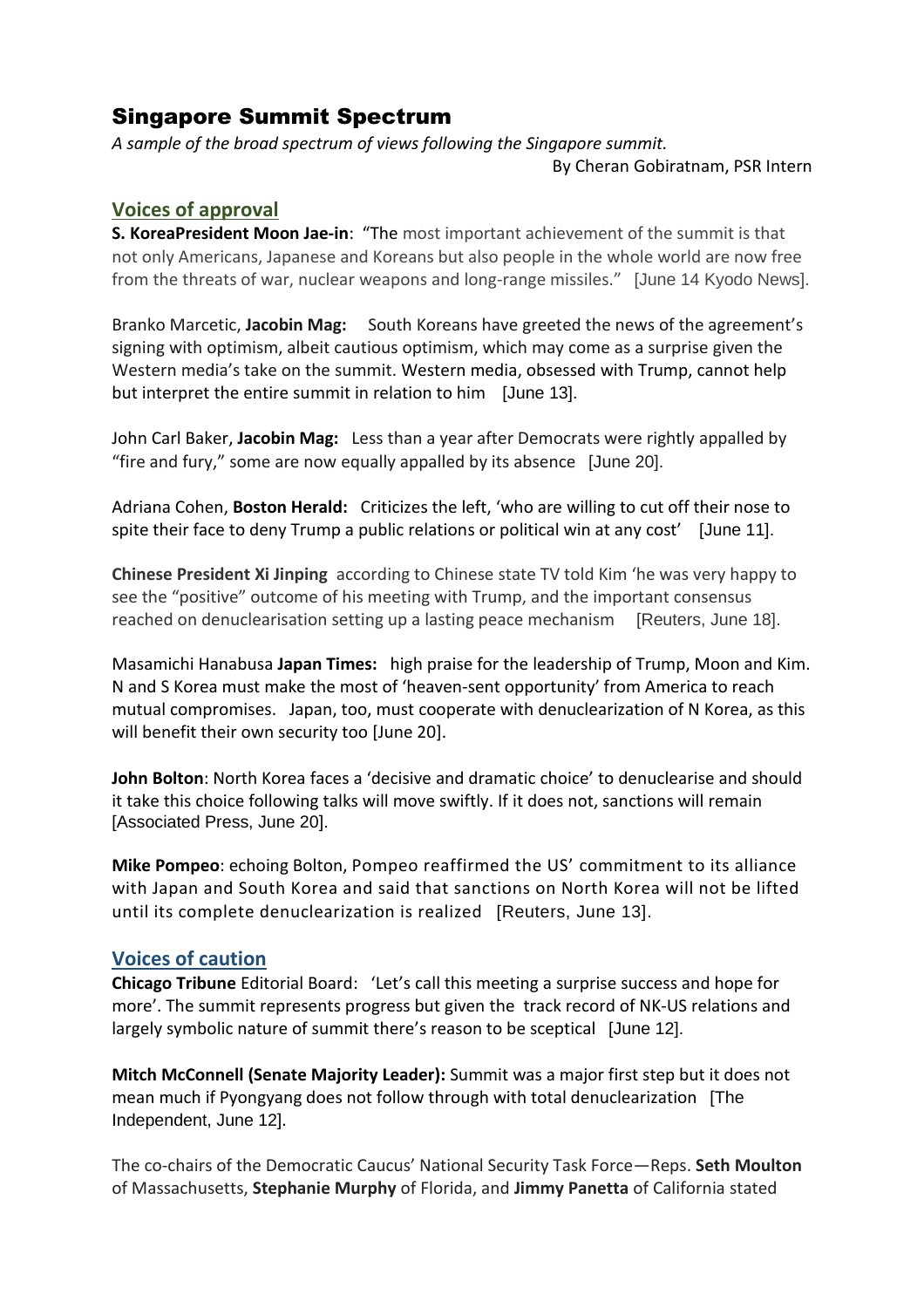# Singapore Summit Spectrum

*A sample of the broad spectrum of views following the Singapore summit.*

By Cheran Gobiratnam, PSR Intern

## Voices of approval

**S. KoreaPresident Moon Jae-in**: "The most important achievement of the summit is that not only Americans, Japanese and Koreans but also people in the whole world are now free from the threats of war, nuclear weapons and long-range missiles." [June 14 Kyodo News].

Branko Marcetic, **Jacobin Mag:** South Koreans have greeted the news of the agreement's signing with optimism, albeit cautious optimism, which may come as a surprise given the Western media's take on the summit. Western media, obsessed with Trump, cannot help but interpret the entire summit in relation to him [June 13].

John Carl Baker, **Jacobin Mag:** Less than a year after Democrats were rightly appalled by "fire and fury," some are now equally appalled by its absence [June 20].

Adriana Cohen, **Boston Herald:** Criticizes the left, 'who are willing to cut off their nose to spite their face to deny Trump a public relations or political win at any cost' [June 11].

**Chinese President Xi Jinping** according to Chinese state TV told Kim 'he was very happy to see the "positive" outcome of his meeting with Trump, and the important consensus reached on denuclearisation setting up a lasting peace mechanism [Reuters, June 18].

Masamichi Hanabusa **Japan Times:** high praise for the leadership of Trump, Moon and Kim. N and S Korea must make the most of 'heaven-sent opportunity' from America to reach mutual compromises. Japan, too, must cooperate with denuclearization of N Korea, as this will benefit their own security too [June 20].

**John Bolton**: North Korea faces a 'decisive and dramatic choice' to denuclearise and should it take this choice following talks will move swiftly. If it does not, sanctions will remain [Associated Press, June 20].

**Mike Pompeo**: echoing Bolton, Pompeo reaffirmed the US' commitment to its alliance with Japan and South Korea and said that sanctions on North Korea will not be lifted until its complete denuclearization is realized [Reuters, June 13].

## Voices of caution

**Chicago Tribune** Editorial Board: 'Let's call this meeting a surprise success and hope for more'. The summit represents progress but given the track record of NK-US relations and largely symbolic nature of summit there's reason to be sceptical [June 12].

**Mitch McConnell (Senate Majority Leader):** Summit was a major first step but it does not mean much if Pyongyang does not follow through with total denuclearization [The Independent, June 12].

The co-chairs of the Democratic Caucus' National Security Task Force—Reps. **Seth Moulton** of Massachusetts, **Stephanie Murphy** of Florida, and **Jimmy Panetta** of California stated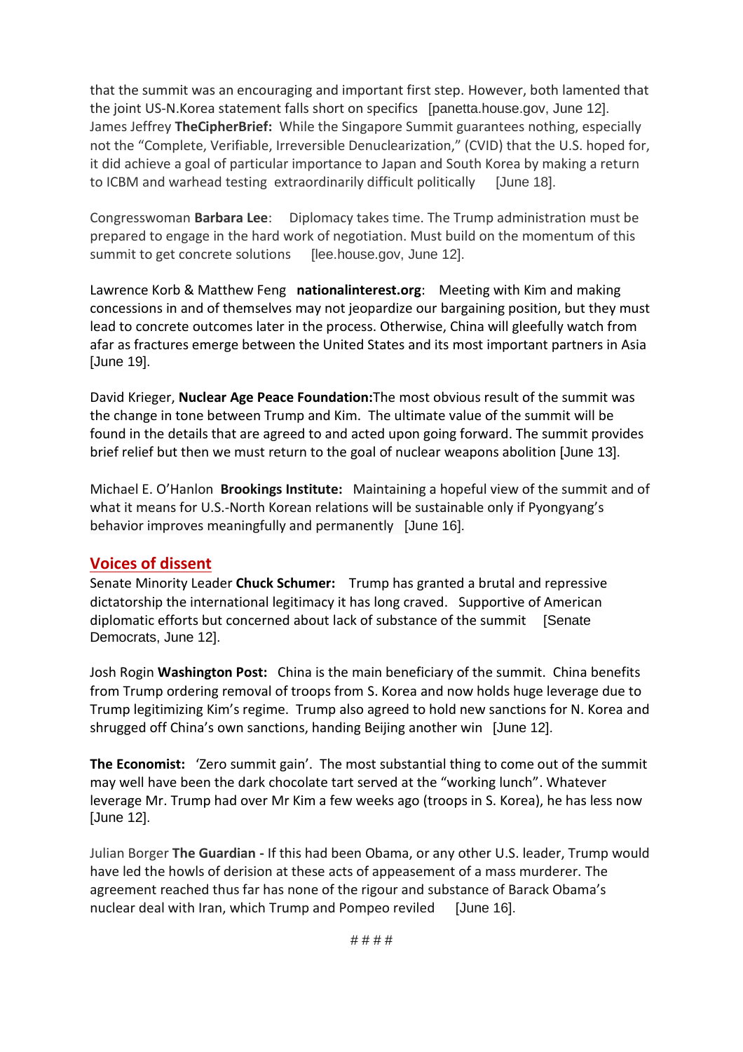that the summit was an encouraging and important first step. However, both lamented that the joint US-N.Korea statement falls short on specifics [panetta.house.gov, June 12].
James Jeffrey **TheCipherBrief:** While the Singapore Summit guarantees nothing, especially not the "Complete, Verifiable, Irreversible Denuclearization," (CVID) that the U.S. hoped for, it did achieve a goal of particular importance to Japan and South Korea by making a return to ICBM and warhead testing extraordinarily difficult politically [June 18].

Congresswoman **Barbara Lee**: Diplomacy takes time. The Trump administration must be prepared to engage in the hard work of negotiation. Must build on the momentum of this summit to get concrete solutions [lee.house.gov, June 12].

Lawrence Korb & Matthew Feng **nationalinterest.org**: Meeting with Kim and making concessions in and of themselves may not jeopardize our bargaining position, but they must lead to concrete outcomes later in the process. Otherwise, China will gleefully watch from afar as fractures emerge between the United States and its most important partners in Asia [June 19].

David Krieger, **Nuclear Age Peace Foundation:**The most obvious result of the summit was the change in tone between Trump and Kim. The ultimate value of the summit will be found in the details that are agreed to and acted upon going forward. The summit provides brief relief but then we must return to the goal of nuclear weapons abolition [June 13].

Michael E. O'Hanlon **Brookings Institute:** Maintaining a hopeful view of the summit and of what it means for U.S.-North Korean relations will be sustainable only if Pyongyang's behavior improves meaningfully and permanently [June 16].

## Voices of dissent

Senate Minority Leader **Chuck Schumer:** Trump has granted a brutal and repressive dictatorship the international legitimacy it has long craved. Supportive of American diplomatic efforts but concerned about lack of substance of the summit [Senate Democrats, June 12].

Josh Rogin **Washington Post:** China is the main beneficiary of the summit. China benefits from Trump ordering removal of troops from S. Korea and now holds huge leverage due to Trump legitimizing Kim's regime. Trump also agreed to hold new sanctions for N. Korea and shrugged off China's own sanctions, handing Beijing another win [June 12].

**The Economist:** 'Zero summit gain'. The most substantial thing to come out of the summit may well have been the dark chocolate tart served at the "working lunch". Whatever leverage Mr. Trump had over Mr Kim a few weeks ago (troops in S. Korea), he has less now [June 12].

Julian Borger **The Guardian -** If this had been Obama, or any other U.S. leader, Trump would have led the howls of derision at these acts of appeasement of a mass murderer. The agreement reached thus far has none of the rigour and substance of Barack Obama's nuclear deal with Iran, which Trump and Pompeo reviled [June 16].

# # # #